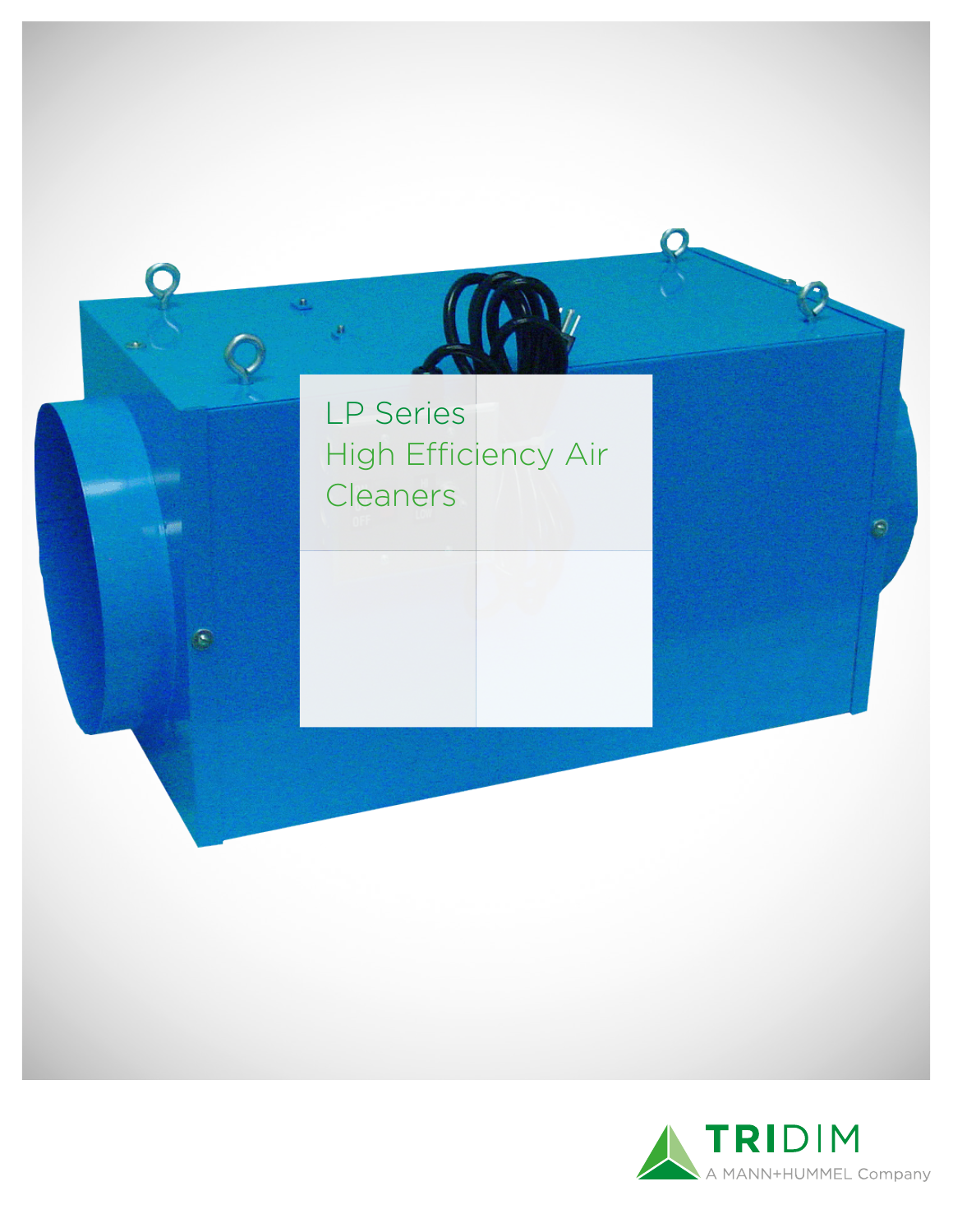# LP Series High Efficiency Air Cleaners

TRIDIM

A MANN+HUMMEL Company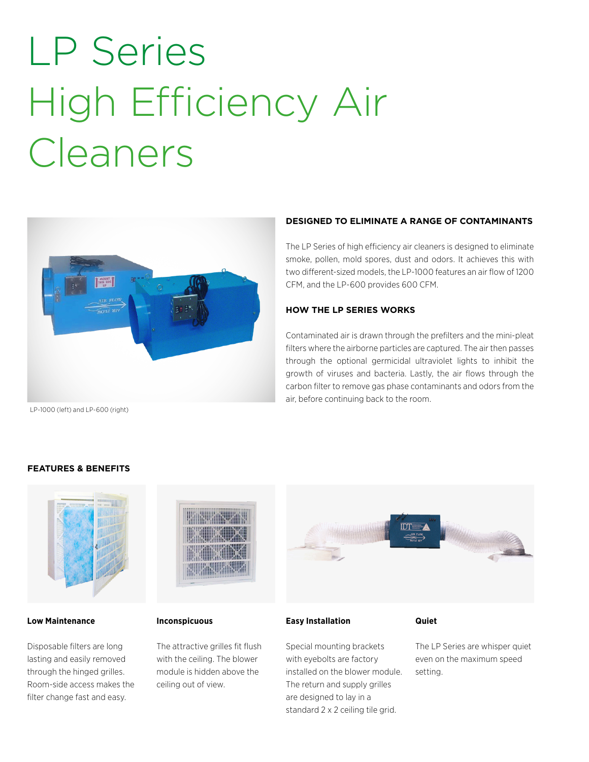# LP Series High Efficiency Air Cleaners

LP-1000 (left) and LP-600 (right)

### DESIGNED TO ELIMINATE A RANGE OF CONTAMINANTS

The LP Series of high efficiency air cleaners is designed to eliminate smoke, pollen, mold spores, dust and odors. It achieves this with two different-sized models, the LP-1000 features an air flow of 1200 CFM, and the LP-600 provides 600 CFM.

### HOW THE LP SERIES WORKS

Contaminated air is drawn through the prefilters and the mini-pleat filters where the airborne particles are captured. The air then passes through the optional germicidal ultraviolet lights to inhibit the growth of viruses and bacteria. Lastly, the air flows through the carbon filter to remove gas phase contaminants and odors from the air, before continuing back to the room.

### FEATURES & BENEFITS

**Low Maintenance**

Disposable filters are long lasting and easily removed through the hinged grilles. Room-side access makes the filter change fast and easy.

**Inconspicuous**

The attractive grilles fit flush with the ceiling. The blower module is hidden above the ceiling out of view.

**Easy Installation**

Special mounting brackets with eyebolts are factory installed on the blower module. The return and supply grilles are designed to lay in a standard 2 x 2 ceiling tile grid.

**Quiet**

The LP Series are whisper quiet even on the maximum speed setting.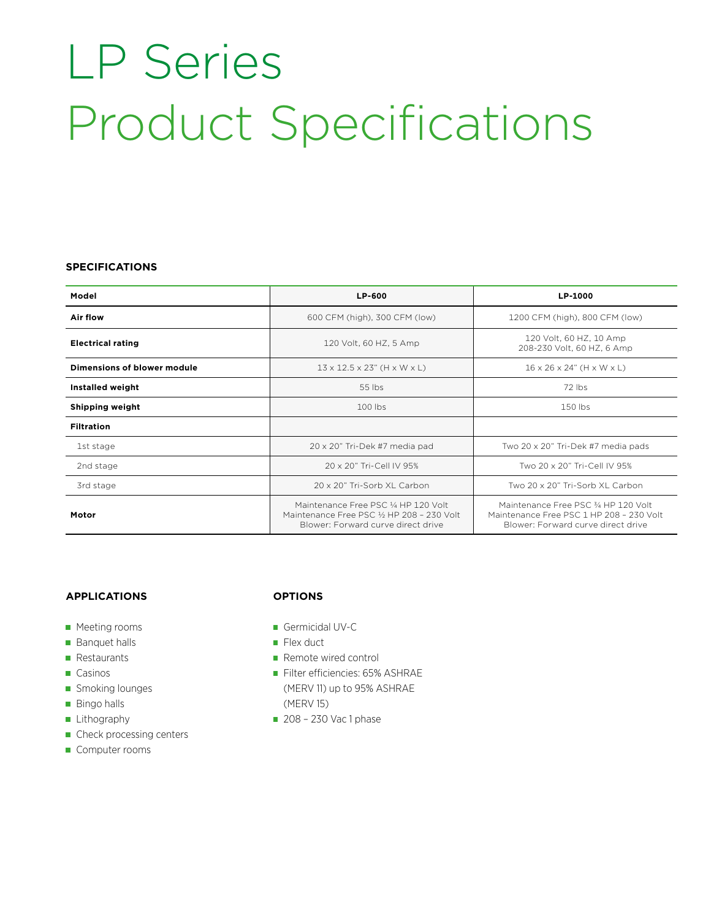# LP Series
# Product Specifications

## SPECIFICATIONS

| Model | LP-600 | LP-1000 |
|---|---|---|
| **Air flow** | 600 CFM (high), 300 CFM (low) | 1200 CFM (high), 800 CFM (low) |
| **Electrical rating** | 120 Volt, 60 HZ, 5 Amp | 120 Volt, 60 HZ, 10 Amp<br>208-230 Volt, 60 HZ, 6 Amp |
| **Dimensions of blower module** | 13 x 12.5 x 23" (H x W x L) | 16 x 26 x 24" (H x W x L) |
| **Installed weight** | 55 lbs | 72 lbs |
| **Shipping weight** | 100 lbs | 150 lbs |
| **Filtration** | | |
| 1st stage | 20 x 20" Tri-Dek #7 media pad | Two 20 x 20" Tri-Dek #7 media pads |
| 2nd stage | 20 x 20" Tri-Cell IV 95% | Two 20 x 20" Tri-Cell IV 95% |
| 3rd stage | 20 x 20" Tri-Sorb XL Carbon | Two 20 x 20" Tri-Sorb XL Carbon |
| **Motor** | Maintenance Free PSC ¼ HP 120 Volt<br>Maintenance Free PSC ½ HP 208 – 230 Volt<br>Blower: Forward curve direct drive | Maintenance Free PSC ¾ HP 120 Volt<br>Maintenance Free PSC 1 HP 208 – 230 Volt<br>Blower: Forward curve direct drive |

## APPLICATIONS

- Meeting rooms
- Banquet halls
- Restaurants
- Casinos
- Smoking lounges
- Bingo halls
- Lithography
- Check processing centers
- Computer rooms

## OPTIONS

- Germicidal UV-C
- Flex duct
- Remote wired control
- Filter efficiencies: 65% ASHRAE (MERV 11) up to 95% ASHRAE (MERV 15)
- 208 – 230 Vac 1 phase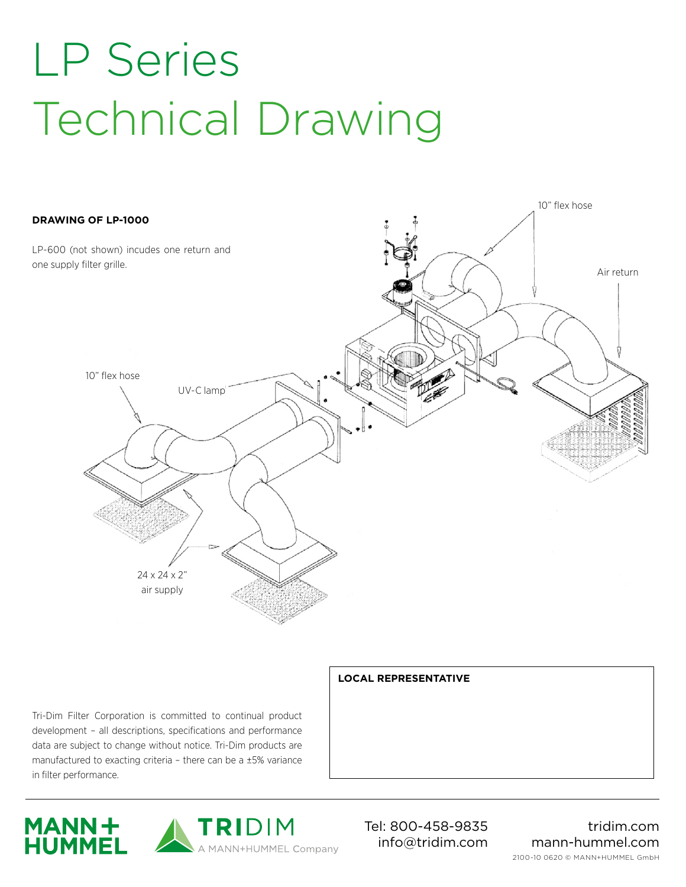# LP Series Technical Drawing

**DRAWING OF LP-1000**

LP-600 (not shown) incudes one return and one supply filter grille.

10" flex hose

Air return

10" flex hose

UV-C lamp

24 x 24 x 2"
air supply

Tri-Dim Filter Corporation is committed to continual product development – all descriptions, specifications and performance data are subject to change without notice. Tri-Dim products are manufactured to exacting criteria – there can be a ±5% variance in filter performance.

**LOCAL REPRESENTATIVE**

MANN+HUMMEL

TRIDIM
A MANN+HUMMEL Company

Tel: 800-458-9835
info@tridim.com

tridim.com
mann-hummel.com

2100-10 0620 © MANN+HUMMEL GmbH